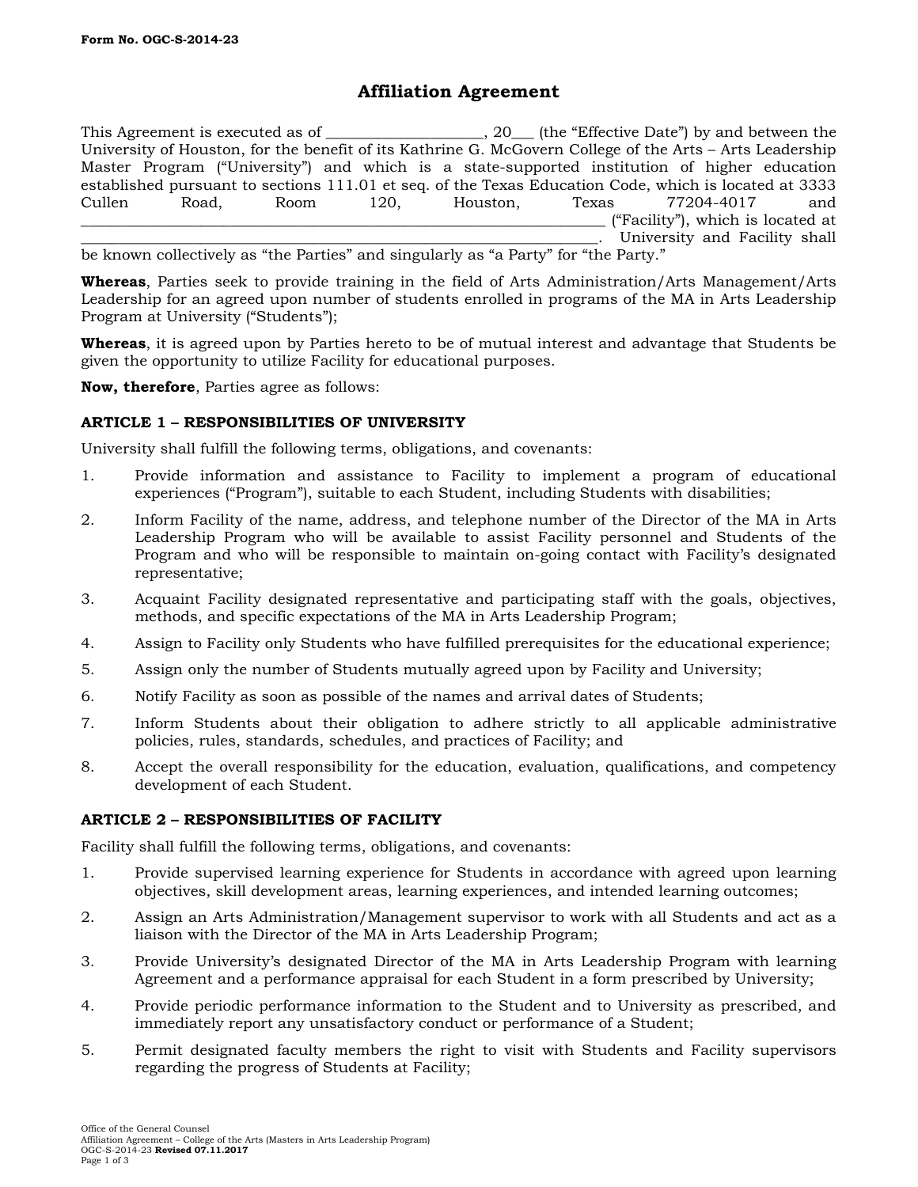Form No. OGC-S-2014-23

# Affiliation Agreement

This Agreement is executed as of ____________________, 20___ (the "Effective Date") by and between the University of Houston, for the benefit of its Kathrine G. McGovern College of the Arts – Arts Leadership Master Program ("University") and which is a state-supported institution of higher education established pursuant to sections 111.01 et seq. of the Texas Education Code, which is located at 3333 Cullen Road, Room 120, Houston, Texas 77204-4017 and ______________________________________________________________ ("Facility"), which is located at ______________________________________________________________________. University and Facility shall be known collectively as "the Parties" and singularly as "a Party" for "the Party."

**Whereas**, Parties seek to provide training in the field of Arts Administration/Arts Management/Arts Leadership for an agreed upon number of students enrolled in programs of the MA in Arts Leadership Program at University ("Students");

**Whereas**, it is agreed upon by Parties hereto to be of mutual interest and advantage that Students be given the opportunity to utilize Facility for educational purposes.

**Now, therefore**, Parties agree as follows:

## ARTICLE 1 – RESPONSIBILITIES OF UNIVERSITY

University shall fulfill the following terms, obligations, and covenants:

1. Provide information and assistance to Facility to implement a program of educational experiences ("Program"), suitable to each Student, including Students with disabilities;
2. Inform Facility of the name, address, and telephone number of the Director of the MA in Arts Leadership Program who will be available to assist Facility personnel and Students of the Program and who will be responsible to maintain on-going contact with Facility's designated representative;
3. Acquaint Facility designated representative and participating staff with the goals, objectives, methods, and specific expectations of the MA in Arts Leadership Program;
4. Assign to Facility only Students who have fulfilled prerequisites for the educational experience;
5. Assign only the number of Students mutually agreed upon by Facility and University;
6. Notify Facility as soon as possible of the names and arrival dates of Students;
7. Inform Students about their obligation to adhere strictly to all applicable administrative policies, rules, standards, schedules, and practices of Facility; and
8. Accept the overall responsibility for the education, evaluation, qualifications, and competency development of each Student.

## ARTICLE 2 – RESPONSIBILITIES OF FACILITY

Facility shall fulfill the following terms, obligations, and covenants:

1. Provide supervised learning experience for Students in accordance with agreed upon learning objectives, skill development areas, learning experiences, and intended learning outcomes;
2. Assign an Arts Administration/Management supervisor to work with all Students and act as a liaison with the Director of the MA in Arts Leadership Program;
3. Provide University's designated Director of the MA in Arts Leadership Program with learning Agreement and a performance appraisal for each Student in a form prescribed by University;
4. Provide periodic performance information to the Student and to University as prescribed, and immediately report any unsatisfactory conduct or performance of a Student;
5. Permit designated faculty members the right to visit with Students and Facility supervisors regarding the progress of Students at Facility;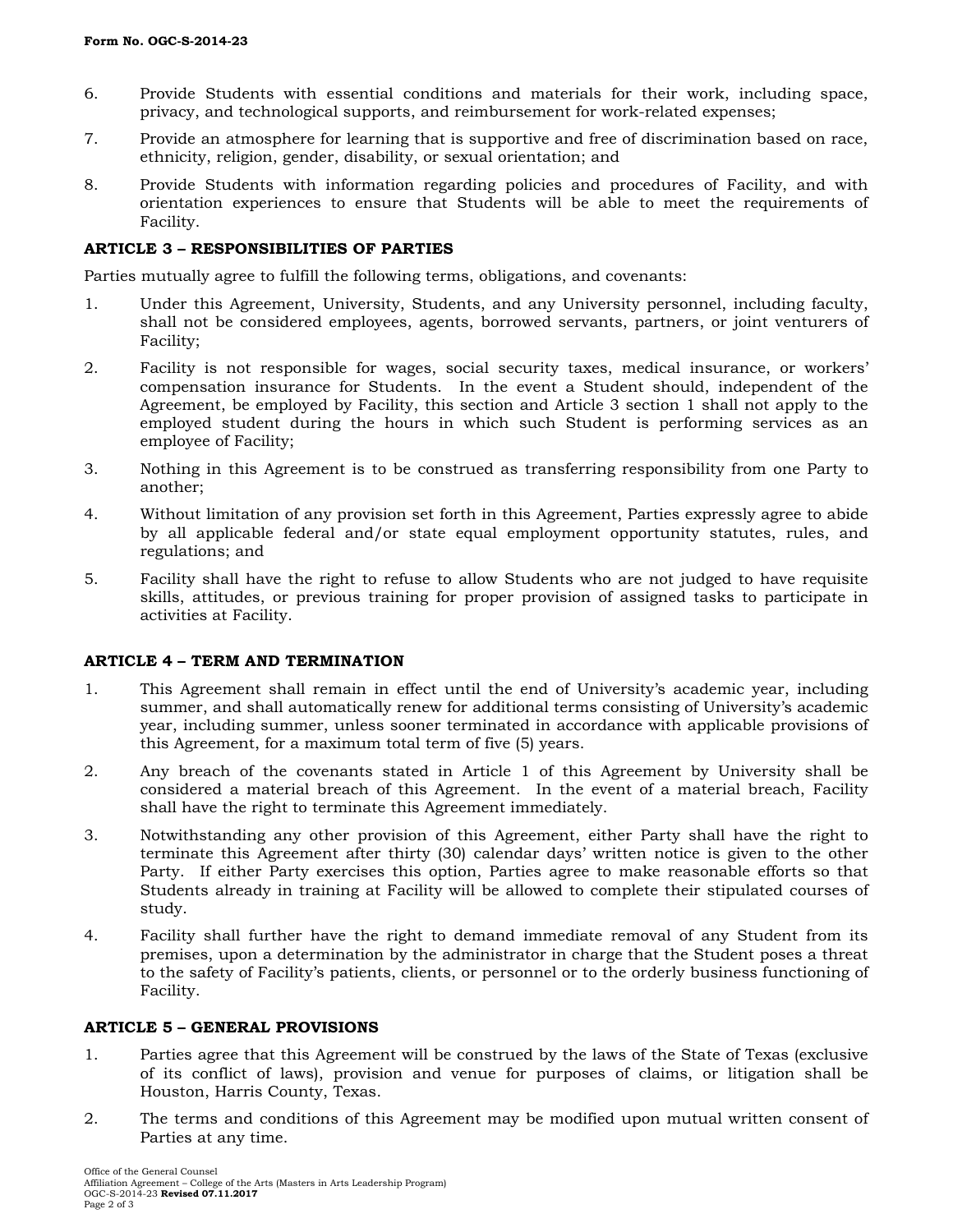6. Provide Students with essential conditions and materials for their work, including space, privacy, and technological supports, and reimbursement for work-related expenses;

7. Provide an atmosphere for learning that is supportive and free of discrimination based on race, ethnicity, religion, gender, disability, or sexual orientation; and

8. Provide Students with information regarding policies and procedures of Facility, and with orientation experiences to ensure that Students will be able to meet the requirements of Facility.

**ARTICLE 3 – RESPONSIBILITIES OF PARTIES**

Parties mutually agree to fulfill the following terms, obligations, and covenants:

1. Under this Agreement, University, Students, and any University personnel, including faculty, shall not be considered employees, agents, borrowed servants, partners, or joint venturers of Facility;

2. Facility is not responsible for wages, social security taxes, medical insurance, or workers' compensation insurance for Students. In the event a Student should, independent of the Agreement, be employed by Facility, this section and Article 3 section 1 shall not apply to the employed student during the hours in which such Student is performing services as an employee of Facility;

3. Nothing in this Agreement is to be construed as transferring responsibility from one Party to another;

4. Without limitation of any provision set forth in this Agreement, Parties expressly agree to abide by all applicable federal and/or state equal employment opportunity statutes, rules, and regulations; and

5. Facility shall have the right to refuse to allow Students who are not judged to have requisite skills, attitudes, or previous training for proper provision of assigned tasks to participate in activities at Facility.

**ARTICLE 4 – TERM AND TERMINATION**

1. This Agreement shall remain in effect until the end of University's academic year, including summer, and shall automatically renew for additional terms consisting of University's academic year, including summer, unless sooner terminated in accordance with applicable provisions of this Agreement, for a maximum total term of five (5) years.

2. Any breach of the covenants stated in Article 1 of this Agreement by University shall be considered a material breach of this Agreement. In the event of a material breach, Facility shall have the right to terminate this Agreement immediately.

3. Notwithstanding any other provision of this Agreement, either Party shall have the right to terminate this Agreement after thirty (30) calendar days' written notice is given to the other Party. If either Party exercises this option, Parties agree to make reasonable efforts so that Students already in training at Facility will be allowed to complete their stipulated courses of study.

4. Facility shall further have the right to demand immediate removal of any Student from its premises, upon a determination by the administrator in charge that the Student poses a threat to the safety of Facility's patients, clients, or personnel or to the orderly business functioning of Facility.

**ARTICLE 5 – GENERAL PROVISIONS**

1. Parties agree that this Agreement will be construed by the laws of the State of Texas (exclusive of its conflict of laws), provision and venue for purposes of claims, or litigation shall be Houston, Harris County, Texas.

2. The terms and conditions of this Agreement may be modified upon mutual written consent of Parties at any time.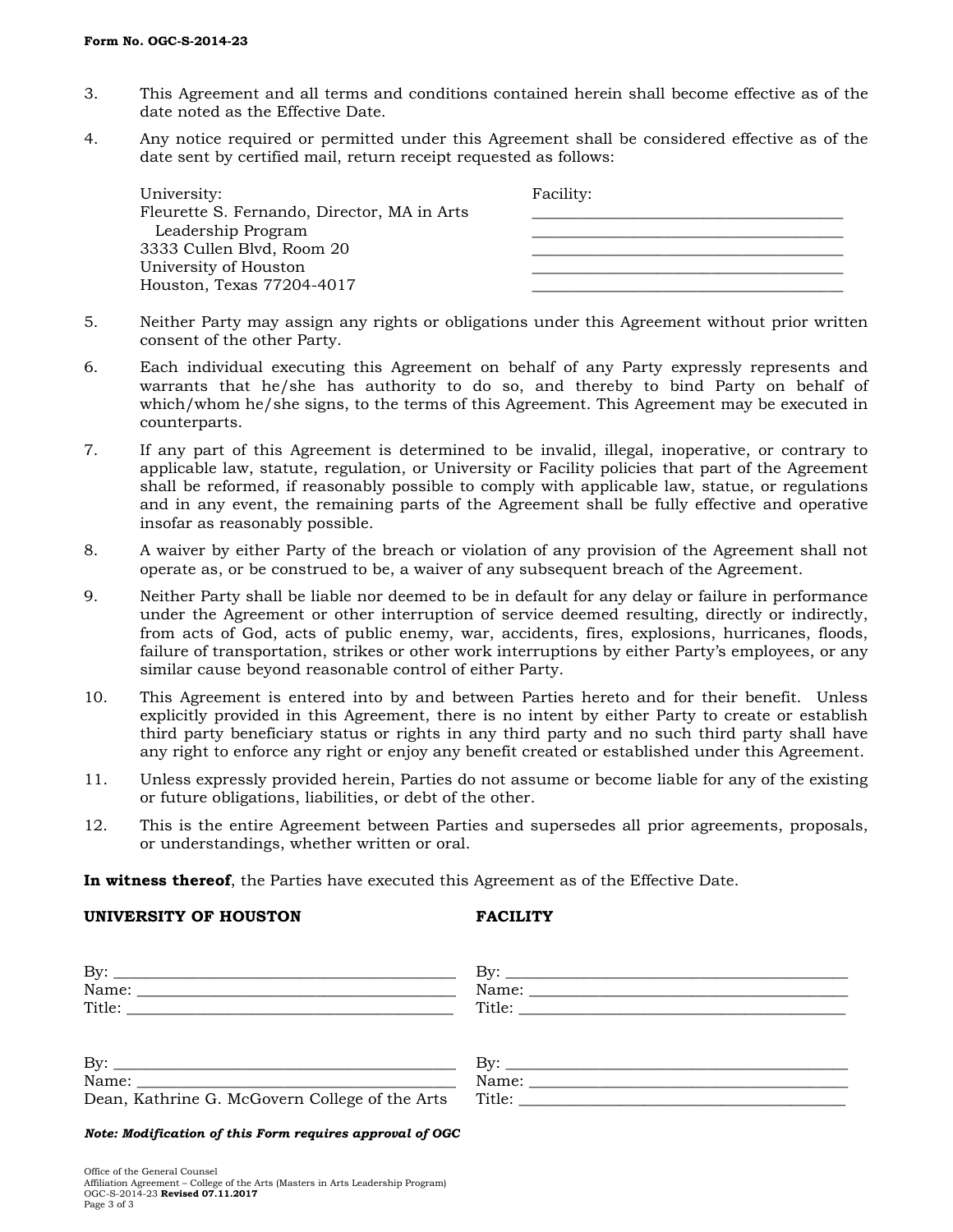3. This Agreement and all terms and conditions contained herein shall become effective as of the date noted as the Effective Date.

4. Any notice required or permitted under this Agreement shall be considered effective as of the date sent by certified mail, return receipt requested as follows:

| University: | Facility: |
|---|---|
| Fleurette S. Fernando, Director, MA in Arts Leadership Program | ______________________________ |
| 3333 Cullen Blvd, Room 20 | ______________________________ |
| University of Houston | ______________________________ |
| Houston, Texas 77204-4017 | ______________________________ |

5. Neither Party may assign any rights or obligations under this Agreement without prior written consent of the other Party.

6. Each individual executing this Agreement on behalf of any Party expressly represents and warrants that he/she has authority to do so, and thereby to bind Party on behalf of which/whom he/she signs, to the terms of this Agreement. This Agreement may be executed in counterparts.

7. If any part of this Agreement is determined to be invalid, illegal, inoperative, or contrary to applicable law, statute, regulation, or University or Facility policies that part of the Agreement shall be reformed, if reasonably possible to comply with applicable law, statue, or regulations and in any event, the remaining parts of the Agreement shall be fully effective and operative insofar as reasonably possible.

8. A waiver by either Party of the breach or violation of any provision of the Agreement shall not operate as, or be construed to be, a waiver of any subsequent breach of the Agreement.

9. Neither Party shall be liable nor deemed to be in default for any delay or failure in performance under the Agreement or other interruption of service deemed resulting, directly or indirectly, from acts of God, acts of public enemy, war, accidents, fires, explosions, hurricanes, floods, failure of transportation, strikes or other work interruptions by either Party's employees, or any similar cause beyond reasonable control of either Party.

10. This Agreement is entered into by and between Parties hereto and for their benefit. Unless explicitly provided in this Agreement, there is no intent by either Party to create or establish third party beneficiary status or rights in any third party and no such third party shall have any right to enforce any right or enjoy any benefit created or established under this Agreement.

11. Unless expressly provided herein, Parties do not assume or become liable for any of the existing or future obligations, liabilities, or debt of the other.

12. This is the entire Agreement between Parties and supersedes all prior agreements, proposals, or understandings, whether written or oral.

**In witness thereof**, the Parties have executed this Agreement as of the Effective Date.

| **UNIVERSITY OF HOUSTON** | **FACILITY** |
|---|---|
| By: ______________________________ | By: ______________________________ |
| Name: ______________________________ | Name: ______________________________ |
| Title: ______________________________ | Title: ______________________________ |
| | |
| By: ______________________________ | By: ______________________________ |
| Name: ______________________________ | Name: ______________________________ |
| Dean, Kathrine G. McGovern College of the Arts | Title: ______________________________ |

***Note: Modification of this Form requires approval of OGC***